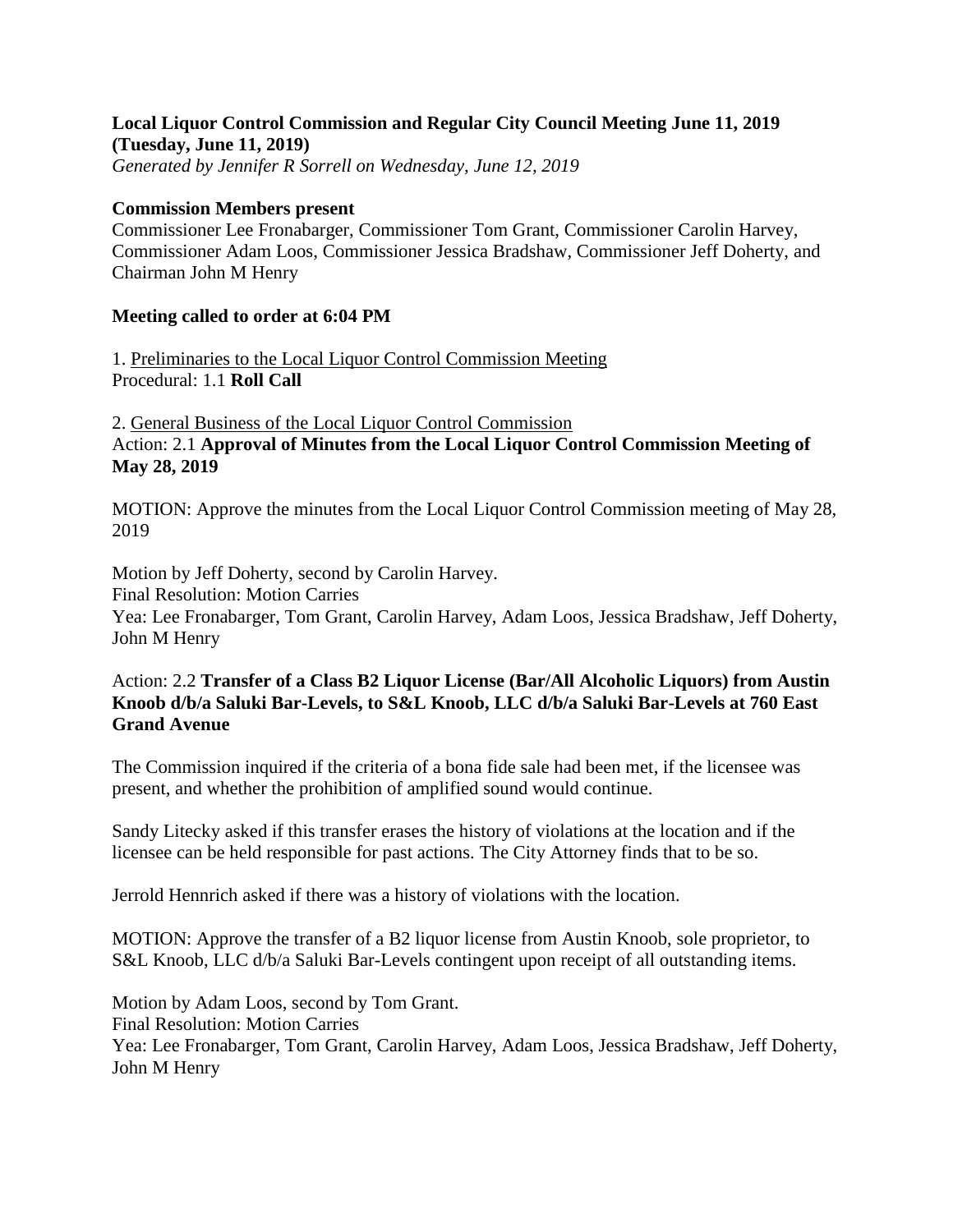**Local Liquor Control Commission and Regular City Council Meeting June 11, 2019 (Tuesday, June 11, 2019)**
*Generated by Jennifer R Sorrell on Wednesday, June 12, 2019*

**Commission Members present**
Commissioner Lee Fronabarger, Commissioner Tom Grant, Commissioner Carolin Harvey, Commissioner Adam Loos, Commissioner Jessica Bradshaw, Commissioner Jeff Doherty, and Chairman John M Henry

**Meeting called to order at 6:04 PM**

1. Preliminaries to the Local Liquor Control Commission Meeting
Procedural: 1.1 **Roll Call**

2. General Business of the Local Liquor Control Commission
Action: 2.1 **Approval of Minutes from the Local Liquor Control Commission Meeting of May 28, 2019**

MOTION: Approve the minutes from the Local Liquor Control Commission meeting of May 28, 2019

Motion by Jeff Doherty, second by Carolin Harvey.
Final Resolution: Motion Carries
Yea: Lee Fronabarger, Tom Grant, Carolin Harvey, Adam Loos, Jessica Bradshaw, Jeff Doherty, John M Henry

Action: 2.2 **Transfer of a Class B2 Liquor License (Bar/All Alcoholic Liquors) from Austin Knoob d/b/a Saluki Bar-Levels, to S&L Knoob, LLC d/b/a Saluki Bar-Levels at 760 East Grand Avenue**

The Commission inquired if the criteria of a bona fide sale had been met, if the licensee was present, and whether the prohibition of amplified sound would continue.

Sandy Litecky asked if this transfer erases the history of violations at the location and if the licensee can be held responsible for past actions. The City Attorney finds that to be so.

Jerrold Hennrich asked if there was a history of violations with the location.

MOTION: Approve the transfer of a B2 liquor license from Austin Knoob, sole proprietor, to S&L Knoob, LLC d/b/a Saluki Bar-Levels contingent upon receipt of all outstanding items.

Motion by Adam Loos, second by Tom Grant.
Final Resolution: Motion Carries
Yea: Lee Fronabarger, Tom Grant, Carolin Harvey, Adam Loos, Jessica Bradshaw, Jeff Doherty, John M Henry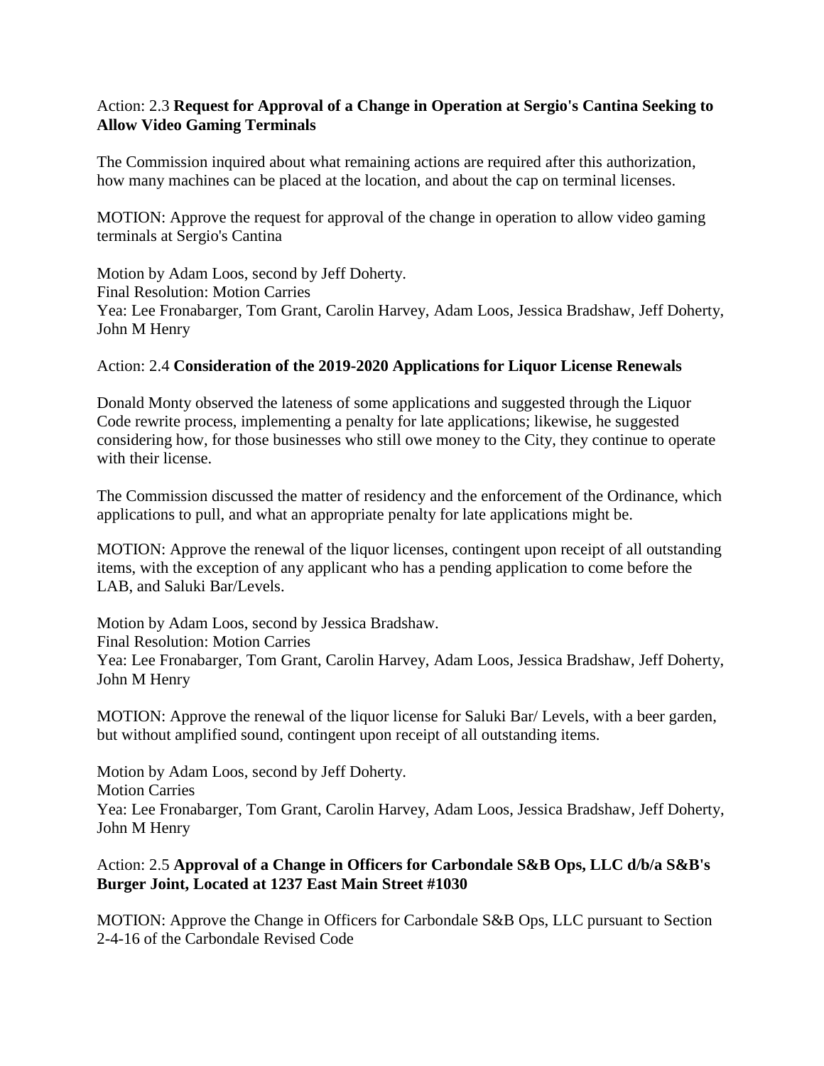Action: 2.3 **Request for Approval of a Change in Operation at Sergio's Cantina Seeking to Allow Video Gaming Terminals**

The Commission inquired about what remaining actions are required after this authorization, how many machines can be placed at the location, and about the cap on terminal licenses.

MOTION: Approve the request for approval of the change in operation to allow video gaming terminals at Sergio's Cantina

Motion by Adam Loos, second by Jeff Doherty.
Final Resolution: Motion Carries
Yea: Lee Fronabarger, Tom Grant, Carolin Harvey, Adam Loos, Jessica Bradshaw, Jeff Doherty, John M Henry

Action: 2.4 **Consideration of the 2019-2020 Applications for Liquor License Renewals**

Donald Monty observed the lateness of some applications and suggested through the Liquor Code rewrite process, implementing a penalty for late applications; likewise, he suggested considering how, for those businesses who still owe money to the City, they continue to operate with their license.

The Commission discussed the matter of residency and the enforcement of the Ordinance, which applications to pull, and what an appropriate penalty for late applications might be.

MOTION: Approve the renewal of the liquor licenses, contingent upon receipt of all outstanding items, with the exception of any applicant who has a pending application to come before the LAB, and Saluki Bar/Levels.

Motion by Adam Loos, second by Jessica Bradshaw.
Final Resolution: Motion Carries
Yea: Lee Fronabarger, Tom Grant, Carolin Harvey, Adam Loos, Jessica Bradshaw, Jeff Doherty, John M Henry

MOTION: Approve the renewal of the liquor license for Saluki Bar/ Levels, with a beer garden, but without amplified sound, contingent upon receipt of all outstanding items.

Motion by Adam Loos, second by Jeff Doherty.
Motion Carries
Yea: Lee Fronabarger, Tom Grant, Carolin Harvey, Adam Loos, Jessica Bradshaw, Jeff Doherty, John M Henry

Action: 2.5 **Approval of a Change in Officers for Carbondale S&B Ops, LLC d/b/a S&B's Burger Joint, Located at 1237 East Main Street #1030**

MOTION: Approve the Change in Officers for Carbondale S&B Ops, LLC pursuant to Section 2-4-16 of the Carbondale Revised Code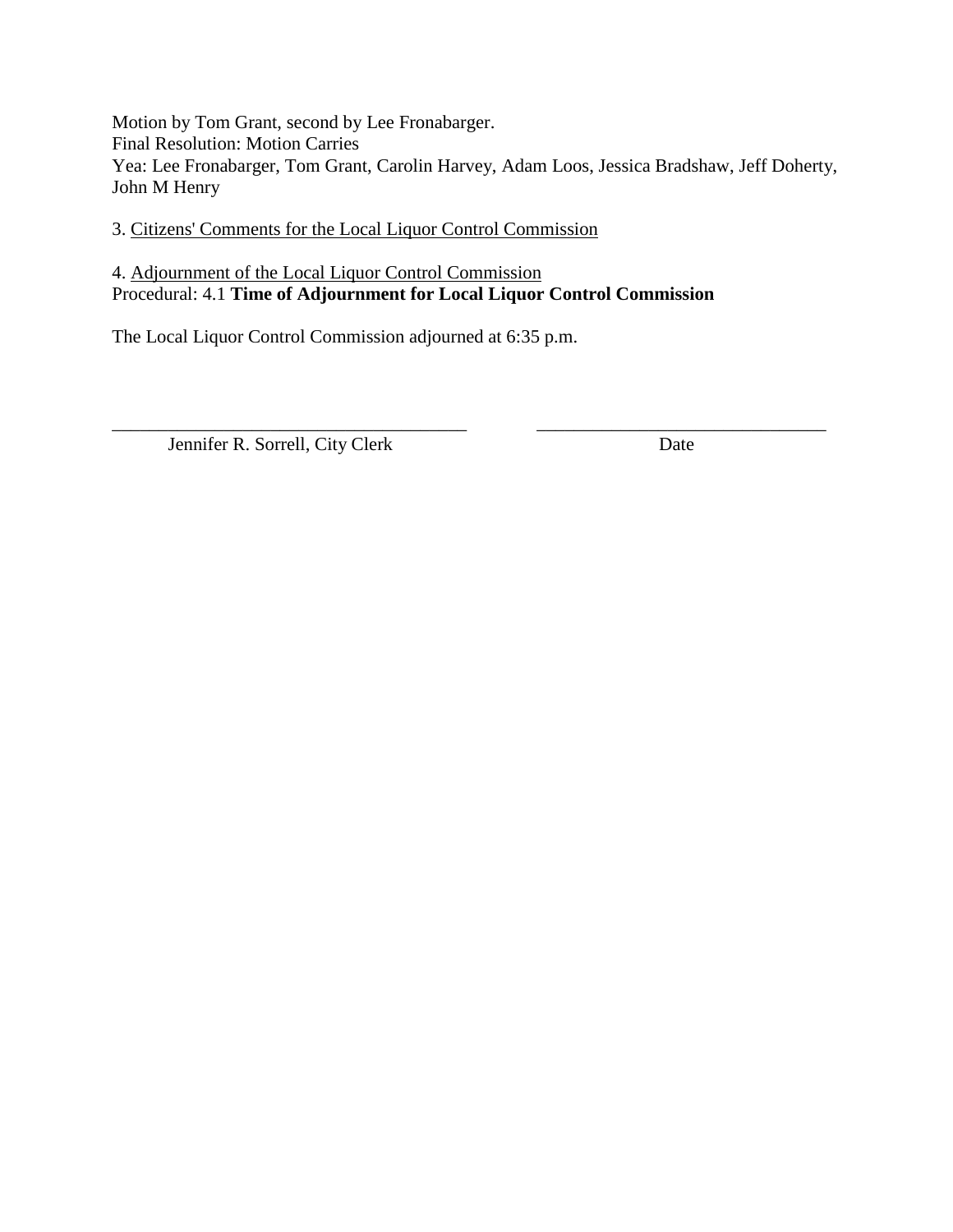Motion by Tom Grant, second by Lee Fronabarger.
Final Resolution: Motion Carries
Yea: Lee Fronabarger, Tom Grant, Carolin Harvey, Adam Loos, Jessica Bradshaw, Jeff Doherty, John M Henry

3. Citizens' Comments for the Local Liquor Control Commission

4. Adjournment of the Local Liquor Control Commission
Procedural: 4.1 **Time of Adjournment for Local Liquor Control Commission**

The Local Liquor Control Commission adjourned at 6:35 p.m.

\_\_\_\_\_\_\_\_\_\_\_\_\_\_\_\_\_\_\_\_\_\_\_\_\_\_\_\_\_\_\_\_\_\_\_\_\_\_\_ \_\_\_\_\_\_\_\_\_\_\_\_\_\_\_\_\_\_\_\_\_\_\_\_\_\_\_\_\_\_\_\_

Jennifer R. Sorrell, City Clerk Date